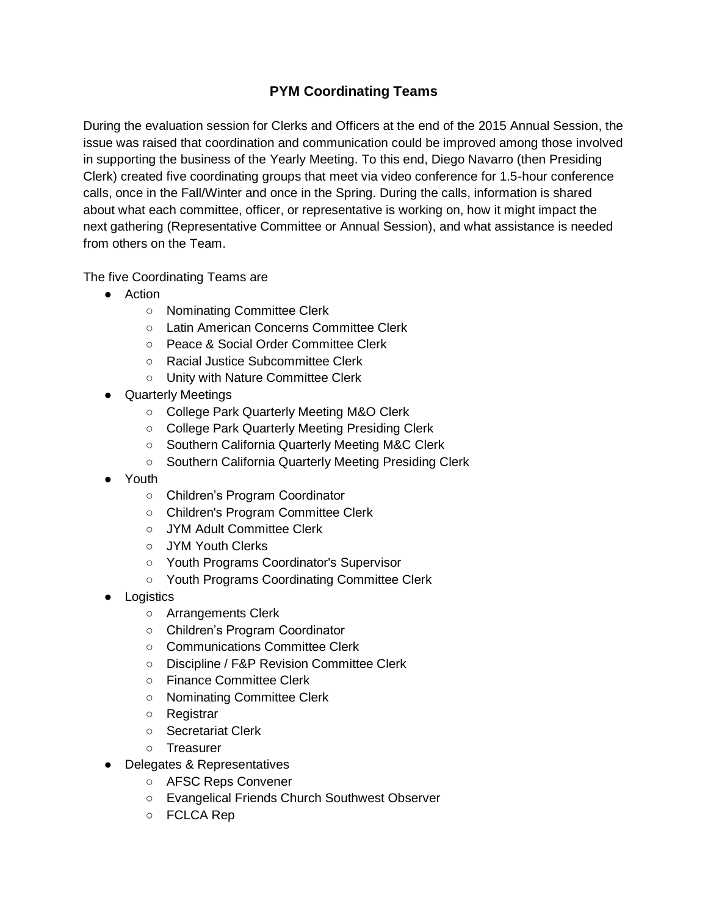# PYM Coordinating Teams

During the evaluation session for Clerks and Officers at the end of the 2015 Annual Session, the issue was raised that coordination and communication could be improved among those involved in supporting the business of the Yearly Meeting. To this end, Diego Navarro (then Presiding Clerk) created five coordinating groups that meet via video conference for 1.5-hour conference calls, once in the Fall/Winter and once in the Spring. During the calls, information is shared about what each committee, officer, or representative is working on, how it might impact the next gathering (Representative Committee or Annual Session), and what assistance is needed from others on the Team.

The five Coordinating Teams are

- Action
  - Nominating Committee Clerk
  - Latin American Concerns Committee Clerk
  - Peace & Social Order Committee Clerk
  - Racial Justice Subcommittee Clerk
  - Unity with Nature Committee Clerk
- Quarterly Meetings
  - College Park Quarterly Meeting M&O Clerk
  - College Park Quarterly Meeting Presiding Clerk
  - Southern California Quarterly Meeting M&C Clerk
  - Southern California Quarterly Meeting Presiding Clerk
- Youth
  - Children's Program Coordinator
  - Children's Program Committee Clerk
  - JYM Adult Committee Clerk
  - JYM Youth Clerks
  - Youth Programs Coordinator's Supervisor
  - Youth Programs Coordinating Committee Clerk
- Logistics
  - Arrangements Clerk
  - Children's Program Coordinator
  - Communications Committee Clerk
  - Discipline / F&P Revision Committee Clerk
  - Finance Committee Clerk
  - Nominating Committee Clerk
  - Registrar
  - Secretariat Clerk
  - Treasurer
- Delegates & Representatives
  - AFSC Reps Convener
  - Evangelical Friends Church Southwest Observer
  - FCLCA Rep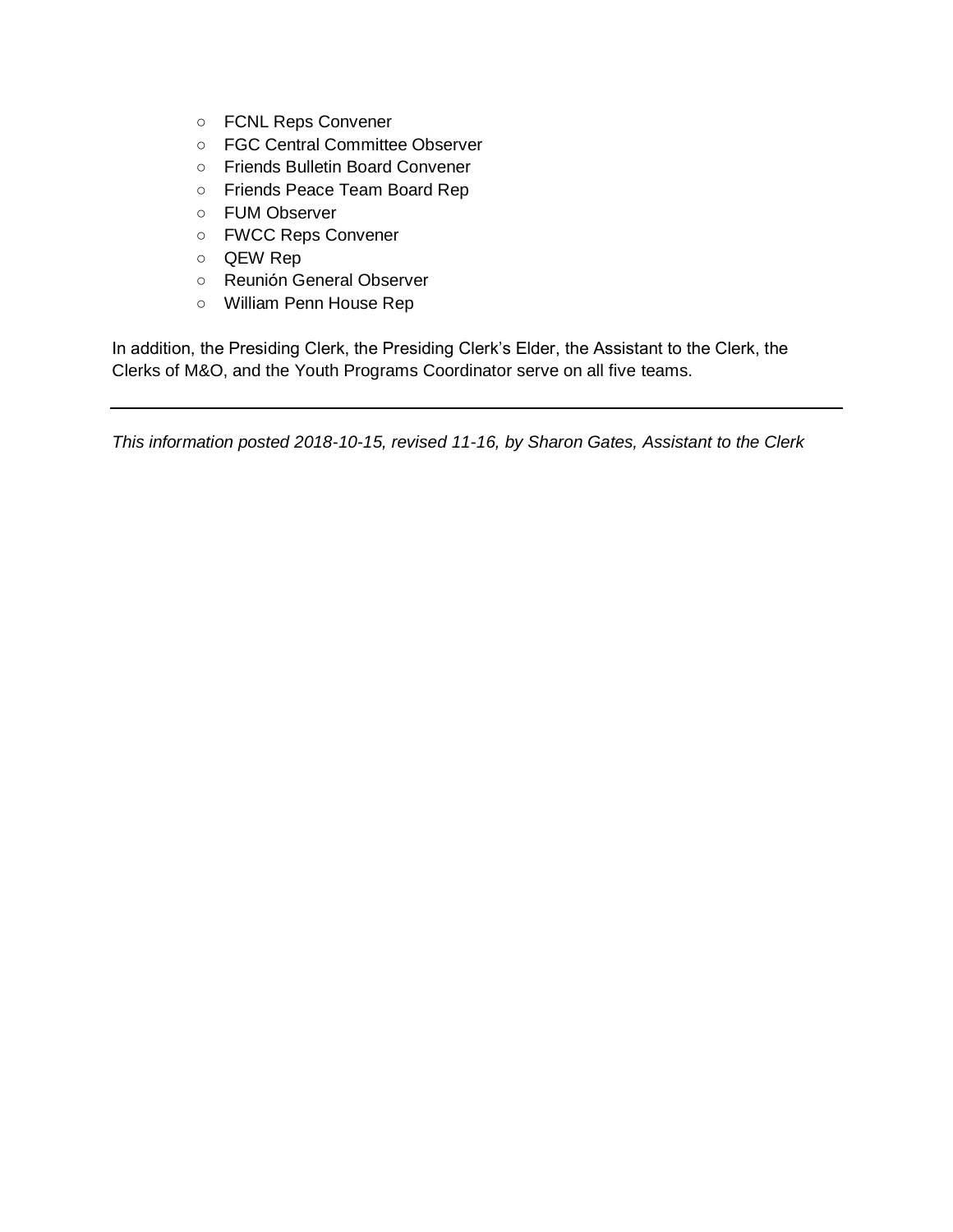- FCNL Reps Convener
- FGC Central Committee Observer
- Friends Bulletin Board Convener
- Friends Peace Team Board Rep
- FUM Observer
- FWCC Reps Convener
- QEW Rep
- Reunión General Observer
- William Penn House Rep

In addition, the Presiding Clerk, the Presiding Clerk's Elder, the Assistant to the Clerk, the Clerks of M&O, and the Youth Programs Coordinator serve on all five teams.

---

*This information posted 2018-10-15, revised 11-16, by Sharon Gates, Assistant to the Clerk*